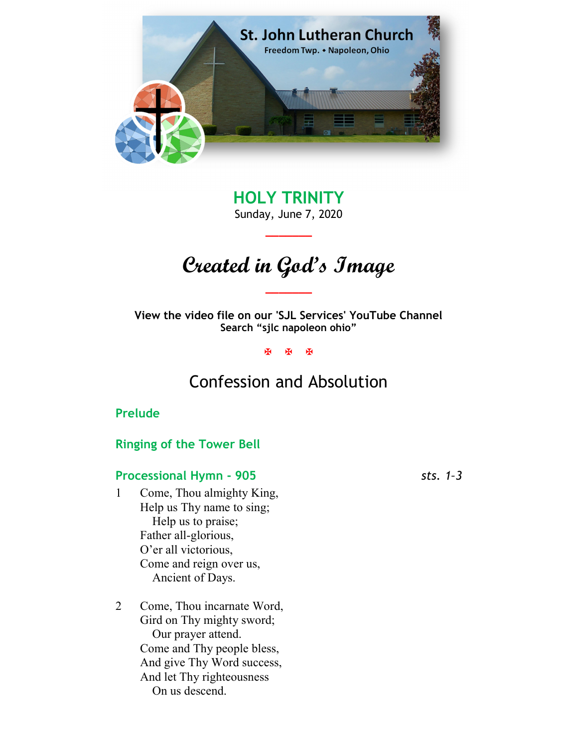St. John Lutheran Church

Freedom Twp. • Napoleon, Ohio

# HOLY TRINITY

Sunday, June 7, 2020

## *Created in God's Image*

**View the video file on our 'SJL Services' YouTube Channel**
**Search "sjlc napoleon ohio"**

✠ ✠ ✠

## Confession and Absolution

### Prelude

### Ringing of the Tower Bell

### Processional Hymn - 905 *sts. 1-3*

1 Come, Thou almighty King,
Help us Thy name to sing;
Help us to praise;
Father all-glorious,
O'er all victorious,
Come and reign over us,
Ancient of Days.

2 Come, Thou incarnate Word,
Gird on Thy mighty sword;
Our prayer attend.
Come and Thy people bless,
And give Thy Word success,
And let Thy righteousness
On us descend.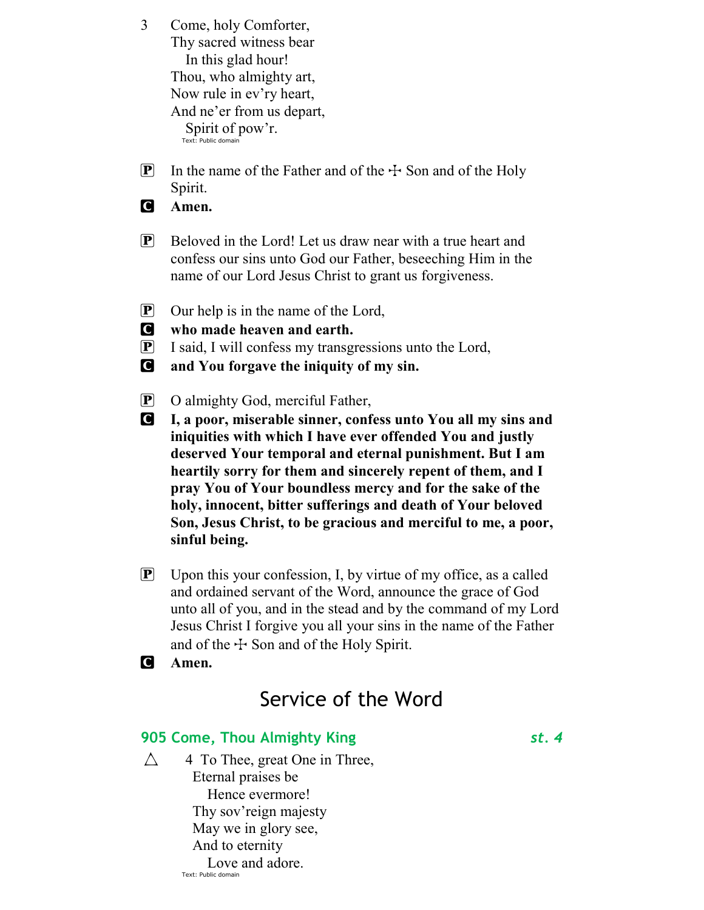3 Come, holy Comforter,
Thy sacred witness bear
In this glad hour!
Thou, who almighty art,
Now rule in ev'ry heart,
And ne'er from us depart,
Spirit of pow'r.

Text: Public domain

P In the name of the Father and of the ☩ Son and of the Holy Spirit.

C **Amen.**

P Beloved in the Lord! Let us draw near with a true heart and confess our sins unto God our Father, beseeching Him in the name of our Lord Jesus Christ to grant us forgiveness.

P Our help is in the name of the Lord,

C **who made heaven and earth.**

P I said, I will confess my transgressions unto the Lord,

C **and You forgave the iniquity of my sin.**

P O almighty God, merciful Father,

C **I, a poor, miserable sinner, confess unto You all my sins and iniquities with which I have ever offended You and justly deserved Your temporal and eternal punishment. But I am heartily sorry for them and sincerely repent of them, and I pray You of Your boundless mercy and for the sake of the holy, innocent, bitter sufferings and death of Your beloved Son, Jesus Christ, to be gracious and merciful to me, a poor, sinful being.**

P Upon this your confession, I, by virtue of my office, as a called and ordained servant of the Word, announce the grace of God unto all of you, and in the stead and by the command of my Lord Jesus Christ I forgive you all your sins in the name of the Father and of the ☩ Son and of the Holy Spirit.

C **Amen.**

# Service of the Word

### 905 Come, Thou Almighty King *st. 4*

△ 4 To Thee, great One in Three,
Eternal praises be
Hence evermore!
Thy sov'reign majesty
May we in glory see,
And to eternity
Love and adore.

Text: Public domain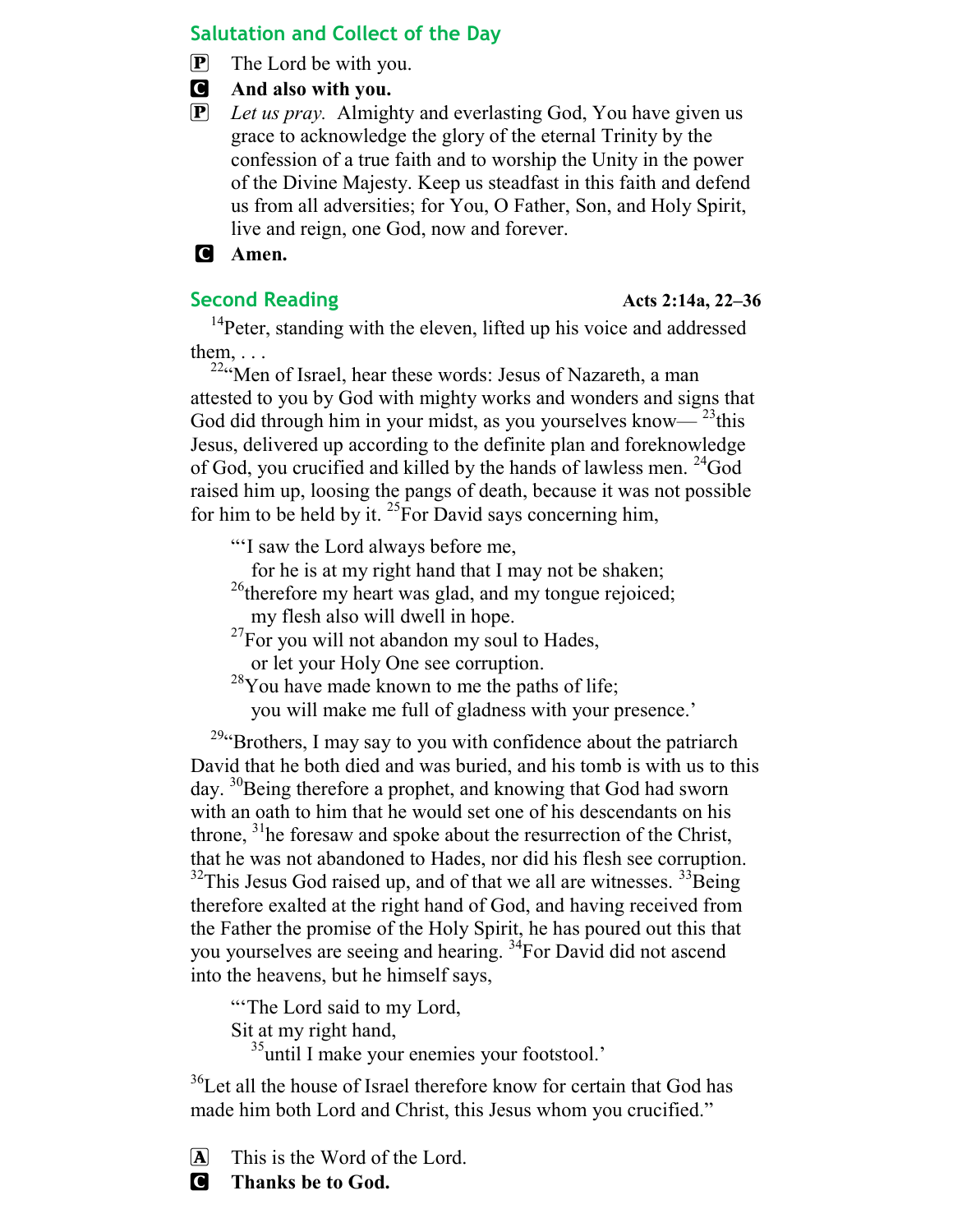## Salutation and Collect of the Day

**P** The Lord be with you.

**C** **And also with you.**

**P** *Let us pray.* Almighty and everlasting God, You have given us grace to acknowledge the glory of the eternal Trinity by the confession of a true faith and to worship the Unity in the power of the Divine Majesty. Keep us steadfast in this faith and defend us from all adversities; for You, O Father, Son, and Holy Spirit, live and reign, one God, now and forever.

**C** **Amen.**

## Second Reading

**Acts 2:14a, 22–36**

[14]Peter, standing with the eleven, lifted up his voice and addressed them, . . .

[22]"Men of Israel, hear these words: Jesus of Nazareth, a man attested to you by God with mighty works and wonders and signs that God did through him in your midst, as you yourselves know— [23]this Jesus, delivered up according to the definite plan and foreknowledge of God, you crucified and killed by the hands of lawless men. [24]God raised him up, loosing the pangs of death, because it was not possible for him to be held by it. [25]For David says concerning him,

"'I saw the Lord always before me,
 for he is at my right hand that I may not be shaken;
[26]therefore my heart was glad, and my tongue rejoiced;
 my flesh also will dwell in hope.
[27]For you will not abandon my soul to Hades,
 or let your Holy One see corruption.
[28]You have made known to me the paths of life;
 you will make me full of gladness with your presence.'

[29]"Brothers, I may say to you with confidence about the patriarch David that he both died and was buried, and his tomb is with us to this day. [30]Being therefore a prophet, and knowing that God had sworn with an oath to him that he would set one of his descendants on his throne, [31]he foresaw and spoke about the resurrection of the Christ, that he was not abandoned to Hades, nor did his flesh see corruption. [32]This Jesus God raised up, and of that we all are witnesses. [33]Being therefore exalted at the right hand of God, and having received from the Father the promise of the Holy Spirit, he has poured out this that you yourselves are seeing and hearing. [34]For David did not ascend into the heavens, but he himself says,

"'The Lord said to my Lord,
Sit at my right hand,
 [35]until I make your enemies your footstool.'

[36]Let all the house of Israel therefore know for certain that God has made him both Lord and Christ, this Jesus whom you crucified."

**A** This is the Word of the Lord.

**C** **Thanks be to God.**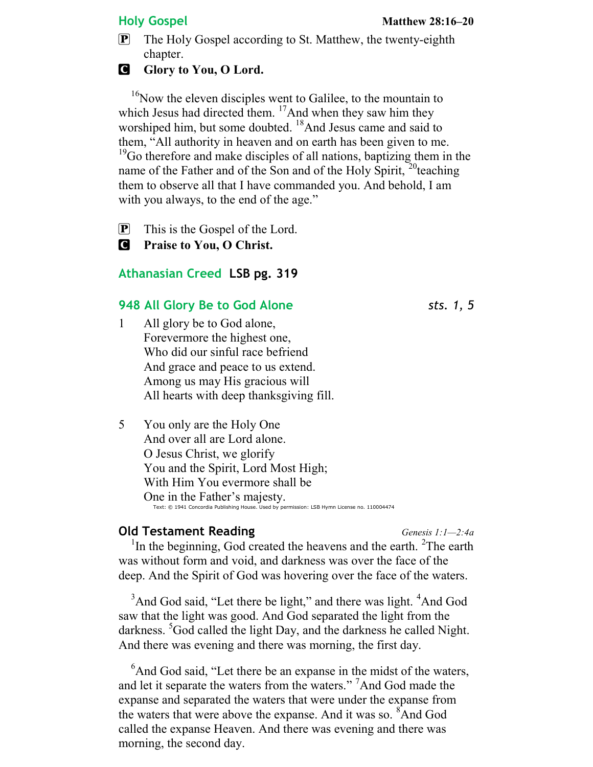## Holy Gospel

**Matthew 28:16–20**

**P** The Holy Gospel according to St. Matthew, the twenty-eighth chapter.

**C** **Glory to You, O Lord.**

[16]Now the eleven disciples went to Galilee, to the mountain to which Jesus had directed them. [17]And when they saw him they worshiped him, but some doubted. [18]And Jesus came and said to them, "All authority in heaven and on earth has been given to me. [19]Go therefore and make disciples of all nations, baptizing them in the name of the Father and of the Son and of the Holy Spirit, [20]teaching them to observe all that I have commanded you. And behold, I am with you always, to the end of the age."

**P** This is the Gospel of the Lord.

**C** **Praise to You, O Christ.**

## Athanasian Creed **LSB pg. 319**

## 948 All Glory Be to God Alone

*sts. 1, 5*

1 All glory be to God alone,
Forevermore the highest one,
Who did our sinful race befriend
And grace and peace to us extend.
Among us may His gracious will
All hearts with deep thanksgiving fill.

5 You only are the Holy One
And over all are Lord alone.
O Jesus Christ, we glorify
You and the Spirit, Lord Most High;
With Him You evermore shall be
One in the Father's majesty.

Text: © 1941 Concordia Publishing House. Used by permission: LSB Hymn License no. 110004474

## Old Testament Reading

*Genesis 1:1—2:4a*

[1]In the beginning, God created the heavens and the earth. [2]The earth was without form and void, and darkness was over the face of the deep. And the Spirit of God was hovering over the face of the waters.

[3]And God said, "Let there be light," and there was light. [4]And God saw that the light was good. And God separated the light from the darkness. [5]God called the light Day, and the darkness he called Night. And there was evening and there was morning, the first day.

[6]And God said, "Let there be an expanse in the midst of the waters, and let it separate the waters from the waters." [7]And God made the expanse and separated the waters that were under the expanse from the waters that were above the expanse. And it was so. [8]And God called the expanse Heaven. And there was evening and there was morning, the second day.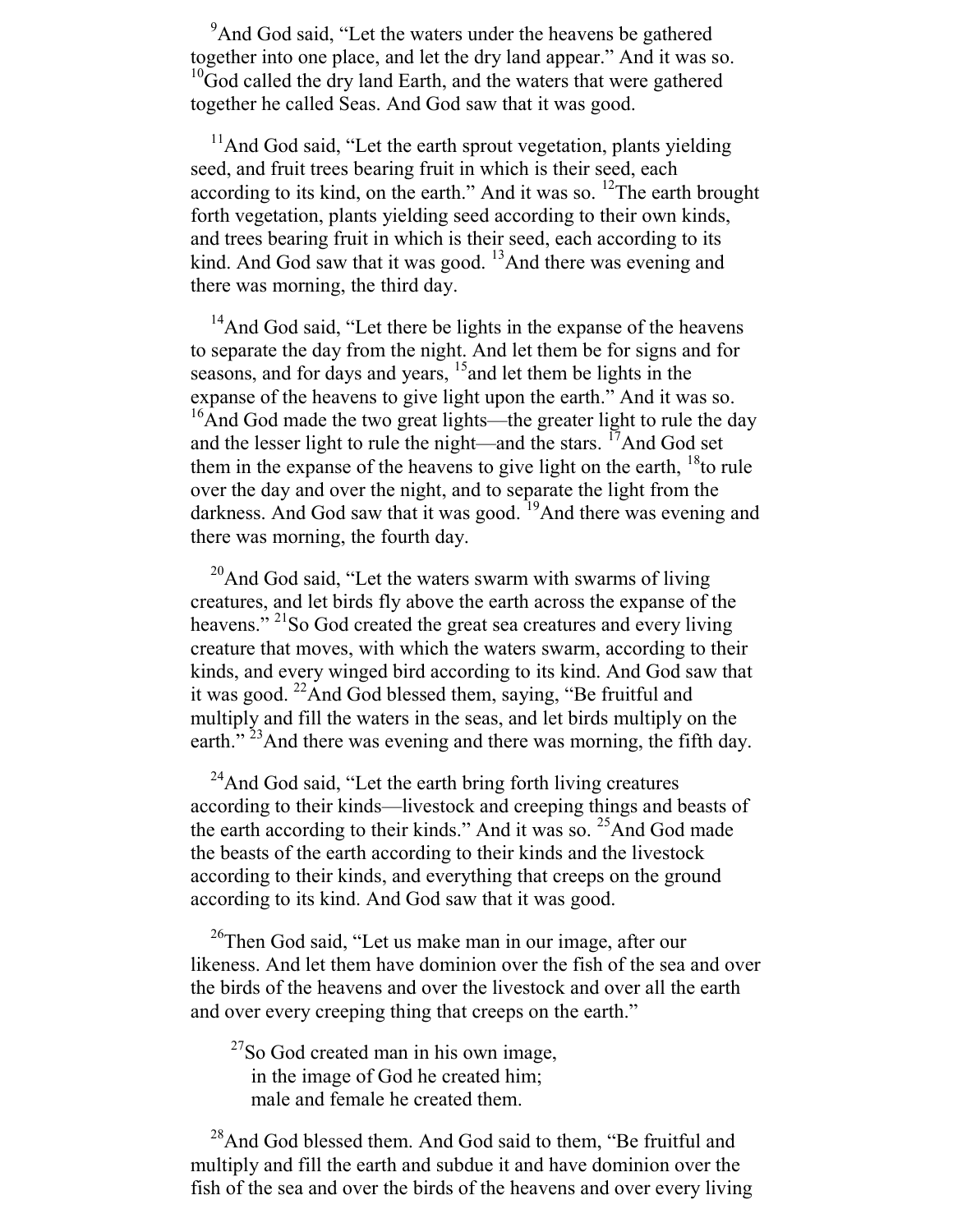[9]And God said, "Let the waters under the heavens be gathered together into one place, and let the dry land appear." And it was so. [10]God called the dry land Earth, and the waters that were gathered together he called Seas. And God saw that it was good.

[11]And God said, "Let the earth sprout vegetation, plants yielding seed, and fruit trees bearing fruit in which is their seed, each according to its kind, on the earth." And it was so. [12]The earth brought forth vegetation, plants yielding seed according to their own kinds, and trees bearing fruit in which is their seed, each according to its kind. And God saw that it was good. [13]And there was evening and there was morning, the third day.

[14]And God said, "Let there be lights in the expanse of the heavens to separate the day from the night. And let them be for signs and for seasons, and for days and years, [15]and let them be lights in the expanse of the heavens to give light upon the earth." And it was so. [16]And God made the two great lights—the greater light to rule the day and the lesser light to rule the night—and the stars. [17]And God set them in the expanse of the heavens to give light on the earth, [18]to rule over the day and over the night, and to separate the light from the darkness. And God saw that it was good. [19]And there was evening and there was morning, the fourth day.

[20]And God said, "Let the waters swarm with swarms of living creatures, and let birds fly above the earth across the expanse of the heavens." [21]So God created the great sea creatures and every living creature that moves, with which the waters swarm, according to their kinds, and every winged bird according to its kind. And God saw that it was good. [22]And God blessed them, saying, "Be fruitful and multiply and fill the waters in the seas, and let birds multiply on the earth." [23]And there was evening and there was morning, the fifth day.

[24]And God said, "Let the earth bring forth living creatures according to their kinds—livestock and creeping things and beasts of the earth according to their kinds." And it was so. [25]And God made the beasts of the earth according to their kinds and the livestock according to their kinds, and everything that creeps on the ground according to its kind. And God saw that it was good.

[26]Then God said, "Let us make man in our image, after our likeness. And let them have dominion over the fish of the sea and over the birds of the heavens and over the livestock and over all the earth and over every creeping thing that creeps on the earth."

> [27]So God created man in his own image,
> in the image of God he created him;
> male and female he created them.

[28]And God blessed them. And God said to them, "Be fruitful and multiply and fill the earth and subdue it and have dominion over the fish of the sea and over the birds of the heavens and over every living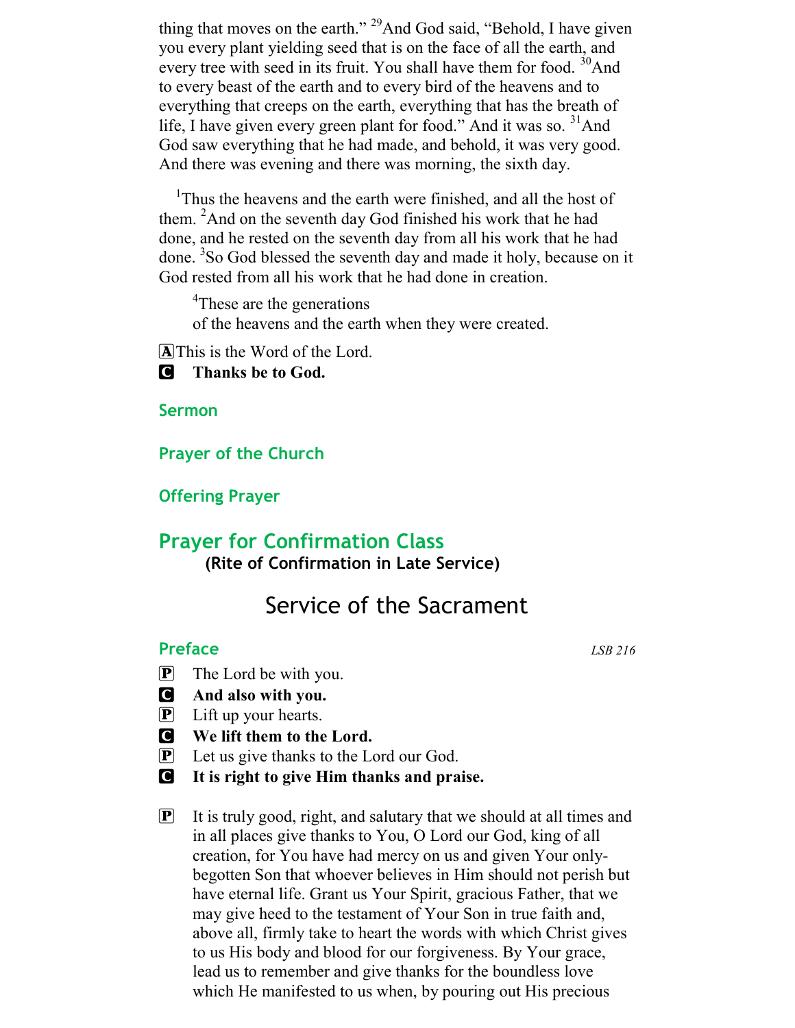thing that moves on the earth." [29]And God said, "Behold, I have given you every plant yielding seed that is on the face of all the earth, and every tree with seed in its fruit. You shall have them for food. [30]And to every beast of the earth and to every bird of the heavens and to everything that creeps on the earth, everything that has the breath of life, I have given every green plant for food." And it was so. [31]And God saw everything that he had made, and behold, it was very good. And there was evening and there was morning, the sixth day.

[1]Thus the heavens and the earth were finished, and all the host of them. [2]And on the seventh day God finished his work that he had done, and he rested on the seventh day from all his work that he had done. [3]So God blessed the seventh day and made it holy, because on it God rested from all his work that he had done in creation.

> [4]These are the generations
> of the heavens and the earth when they were created.

A This is the Word of the Lord.

C **Thanks be to God.**

### Sermon

### Prayer of the Church

### Offering Prayer

## Prayer for Confirmation Class

**(Rite of Confirmation in Late Service)**

# Service of the Sacrament

### Preface

*LSB 216*

P The Lord be with you.

C **And also with you.**

P Lift up your hearts.

C **We lift them to the Lord.**

P Let us give thanks to the Lord our God.

C **It is right to give Him thanks and praise.**

P It is truly good, right, and salutary that we should at all times and in all places give thanks to You, O Lord our God, king of all creation, for You have had mercy on us and given Your only-begotten Son that whoever believes in Him should not perish but have eternal life. Grant us Your Spirit, gracious Father, that we may give heed to the testament of Your Son in true faith and, above all, firmly take to heart the words with which Christ gives to us His body and blood for our forgiveness. By Your grace, lead us to remember and give thanks for the boundless love which He manifested to us when, by pouring out His precious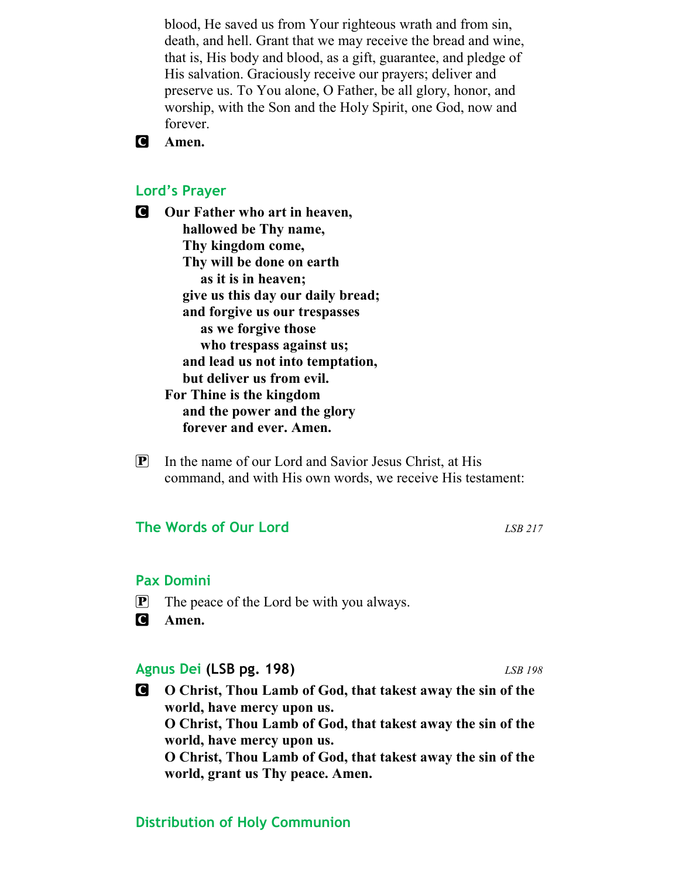blood, He saved us from Your righteous wrath and from sin, death, and hell. Grant that we may receive the bread and wine, that is, His body and blood, as a gift, guarantee, and pledge of His salvation. Graciously receive our prayers; deliver and preserve us. To You alone, O Father, be all glory, honor, and worship, with the Son and the Holy Spirit, one God, now and forever.

**C** **Amen.**

## Lord's Prayer

**C** **Our Father who art in heaven,**
**hallowed be Thy name,**
**Thy kingdom come,**
**Thy will be done on earth**
**as it is in heaven;**
**give us this day our daily bread;**
**and forgive us our trespasses**
**as we forgive those**
**who trespass against us;**
**and lead us not into temptation,**
**but deliver us from evil.**
**For Thine is the kingdom**
**and the power and the glory**
**forever and ever. Amen.**

**P** In the name of our Lord and Savior Jesus Christ, at His command, and with His own words, we receive His testament:

## The Words of Our Lord

*LSB 217*

## Pax Domini

**P** The peace of the Lord be with you always.

**C** **Amen.**

## Agnus Dei (LSB pg. 198)

*LSB 198*

**C** **O Christ, Thou Lamb of God, that takest away the sin of the world, have mercy upon us.**
**O Christ, Thou Lamb of God, that takest away the sin of the world, have mercy upon us.**
**O Christ, Thou Lamb of God, that takest away the sin of the world, grant us Thy peace. Amen.**

## Distribution of Holy Communion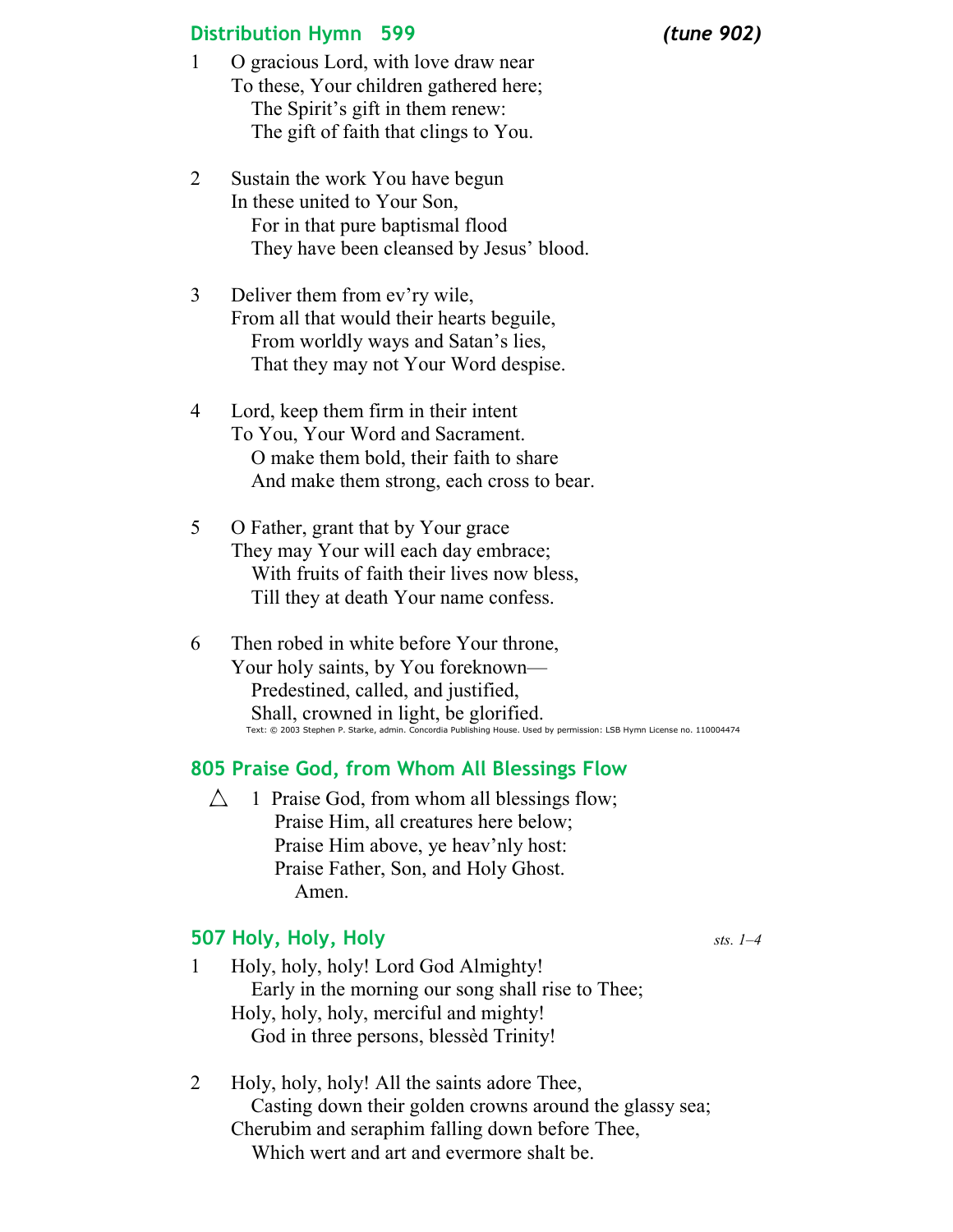## Distribution Hymn 599 *(tune 902)*

1 O gracious Lord, with love draw near
To these, Your children gathered here;
The Spirit's gift in them renew:
The gift of faith that clings to You.

2 Sustain the work You have begun
In these united to Your Son,
For in that pure baptismal flood
They have been cleansed by Jesus' blood.

3 Deliver them from ev'ry wile,
From all that would their hearts beguile,
From worldly ways and Satan's lies,
That they may not Your Word despise.

4 Lord, keep them firm in their intent
To You, Your Word and Sacrament.
O make them bold, their faith to share
And make them strong, each cross to bear.

5 O Father, grant that by Your grace
They may Your will each day embrace;
With fruits of faith their lives now bless,
Till they at death Your name confess.

6 Then robed in white before Your throne,
Your holy saints, by You foreknown—
Predestined, called, and justified,
Shall, crowned in light, be glorified.

Text: © 2003 Stephen P. Starke, admin. Concordia Publishing House. Used by permission: LSB Hymn License no. 110004474

## 805 Praise God, from Whom All Blessings Flow

△ 1 Praise God, from whom all blessings flow;
Praise Him, all creatures here below;
Praise Him above, ye heav'nly host:
Praise Father, Son, and Holy Ghost.
Amen.

## 507 Holy, Holy, Holy *sts. 1–4*

1 Holy, holy, holy! Lord God Almighty!
Early in the morning our song shall rise to Thee;
Holy, holy, holy, merciful and mighty!
God in three persons, blessèd Trinity!

2 Holy, holy, holy! All the saints adore Thee,
Casting down their golden crowns around the glassy sea;
Cherubim and seraphim falling down before Thee,
Which wert and art and evermore shalt be.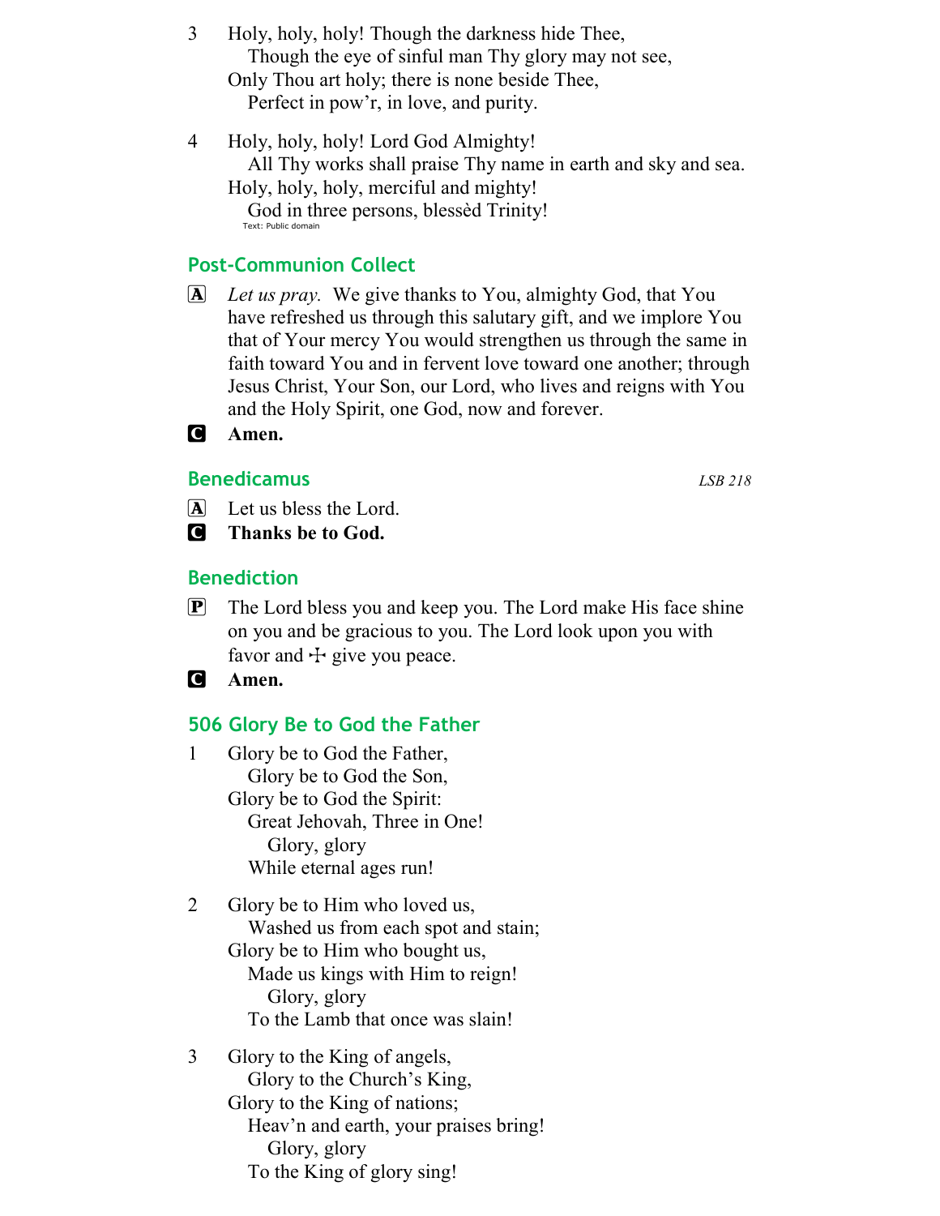3 Holy, holy, holy! Though the darkness hide Thee,
Though the eye of sinful man Thy glory may not see,
Only Thou art holy; there is none beside Thee,
Perfect in pow'r, in love, and purity.

4 Holy, holy, holy! Lord God Almighty!
All Thy works shall praise Thy name in earth and sky and sea.
Holy, holy, holy, merciful and mighty!
God in three persons, blessèd Trinity!

Text: Public domain

## Post-Communion Collect

Ⓐ *Let us pray.* We give thanks to You, almighty God, that You have refreshed us through this salutary gift, and we implore You that of Your mercy You would strengthen us through the same in faith toward You and in fervent love toward one another; through Jesus Christ, Your Son, our Lord, who lives and reigns with You and the Holy Spirit, one God, now and forever.

Ⓒ **Amen.**

## Benedicamus

*LSB 218*

Ⓐ Let us bless the Lord.

Ⓒ **Thanks be to God.**

## Benediction

Ⓟ The Lord bless you and keep you. The Lord make His face shine on you and be gracious to you. The Lord look upon you with favor and ☩ give you peace.

Ⓒ **Amen.**

## 506 Glory Be to God the Father

1 Glory be to God the Father,
Glory be to God the Son,
Glory be to God the Spirit:
Great Jehovah, Three in One!
Glory, glory
While eternal ages run!

2 Glory be to Him who loved us,
Washed us from each spot and stain;
Glory be to Him who bought us,
Made us kings with Him to reign!
Glory, glory
To the Lamb that once was slain!

3 Glory to the King of angels,
Glory to the Church's King,
Glory to the King of nations;
Heav'n and earth, your praises bring!
Glory, glory
To the King of glory sing!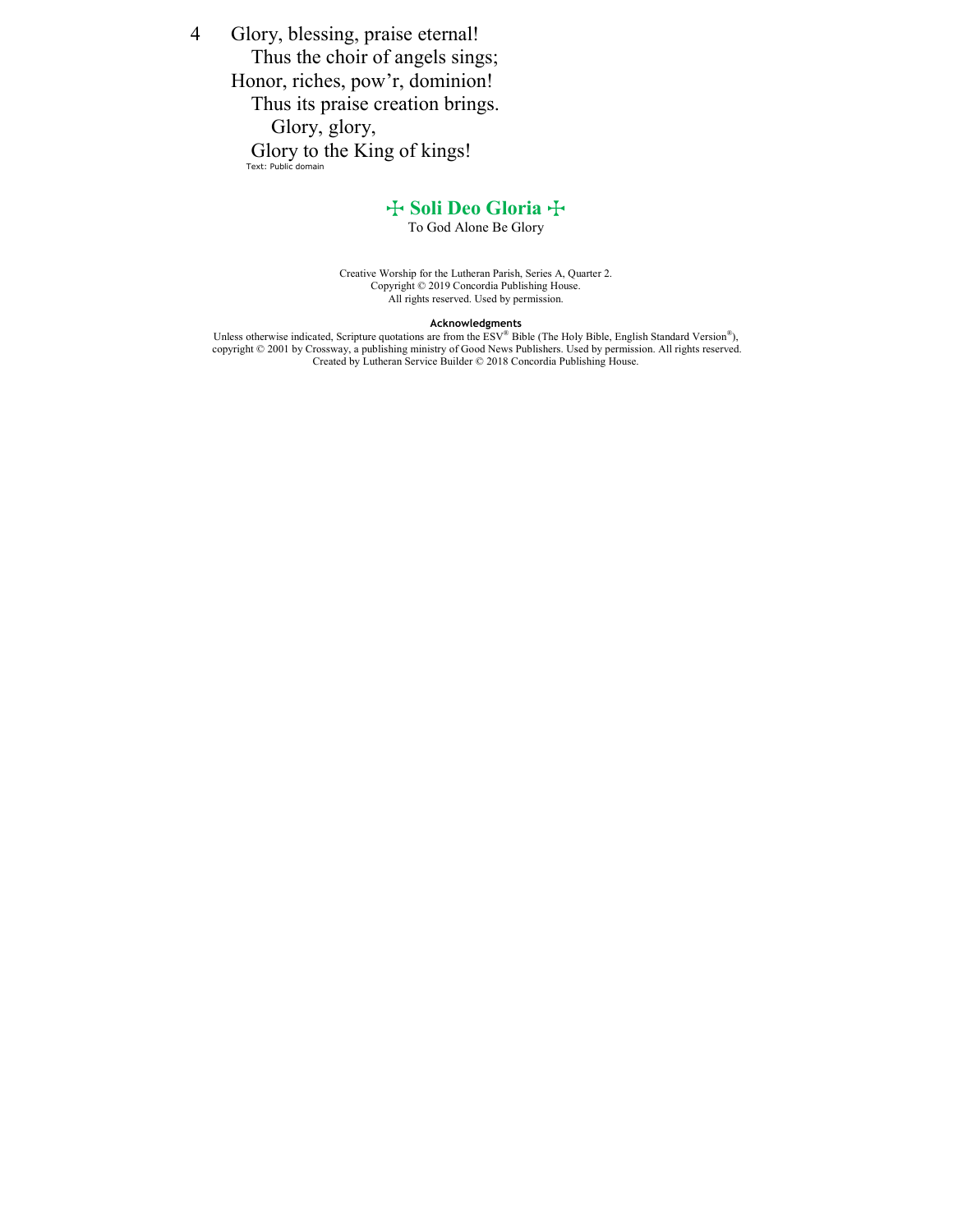4 Glory, blessing, praise eternal!
Thus the choir of angels sings;
Honor, riches, pow'r, dominion!
Thus its praise creation brings.
Glory, glory,
Glory to the King of kings!

Text: Public domain

## ☩ Soli Deo Gloria ☩

To God Alone Be Glory

Creative Worship for the Lutheran Parish, Series A, Quarter 2.
Copyright © 2019 Concordia Publishing House.
All rights reserved. Used by permission.

**Acknowledgments**

Unless otherwise indicated, Scripture quotations are from the ESV® Bible (The Holy Bible, English Standard Version®), copyright © 2001 by Crossway, a publishing ministry of Good News Publishers. Used by permission. All rights reserved.
Created by Lutheran Service Builder © 2018 Concordia Publishing House.